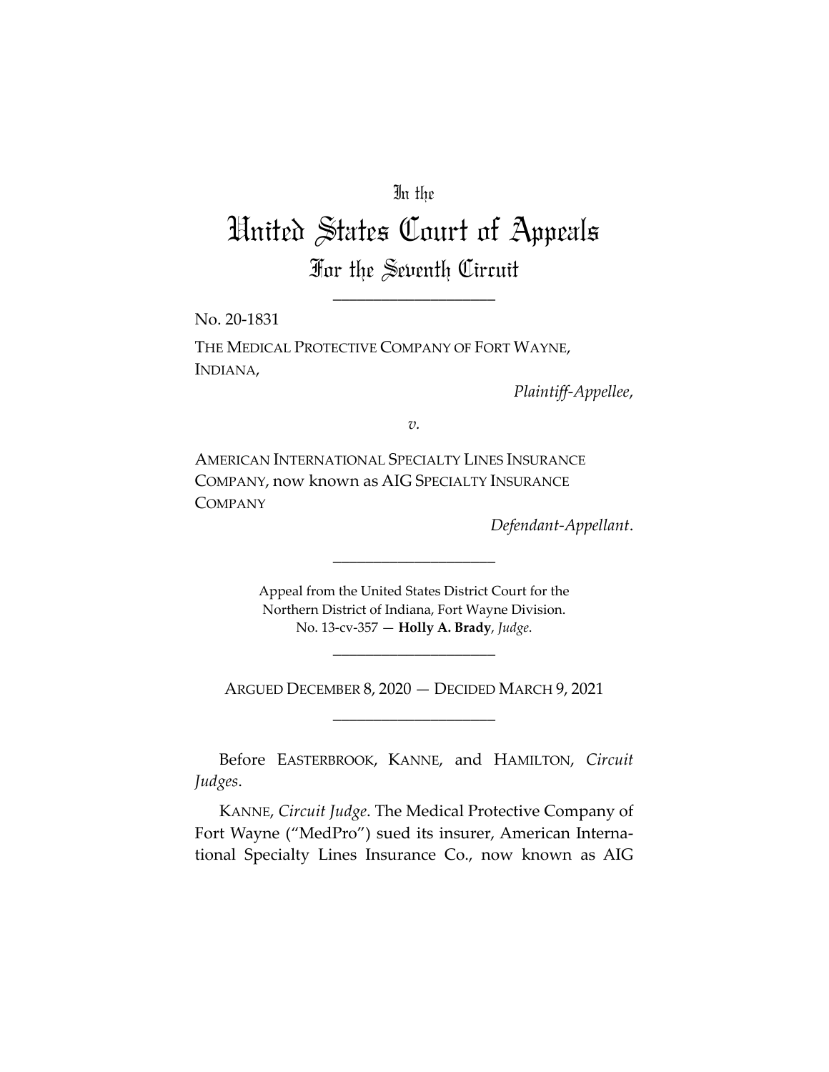In the

# United States Court of Appeals

## For the Seventh Circuit

____________________

No. 20-1831

THE MEDICAL PROTECTIVE COMPANY OF FORT WAYNE, INDIANA,

*Plaintiff-Appellee*,

*v.*

AMERICAN INTERNATIONAL SPECIALTY LINES INSURANCE COMPANY, now known as AIG SPECIALTY INSURANCE COMPANY

*Defendant-Appellant*.

____________________

Appeal from the United States District Court for the Northern District of Indiana, Fort Wayne Division.
No. 13-cv-357 — **Holly A. Brady**, *Judge*.

____________________

ARGUED DECEMBER 8, 2020 — DECIDED MARCH 9, 2021

____________________

Before EASTERBROOK, KANNE, and HAMILTON, *Circuit Judges*.

KANNE, *Circuit Judge*. The Medical Protective Company of Fort Wayne ("MedPro") sued its insurer, American International Specialty Lines Insurance Co., now known as AIG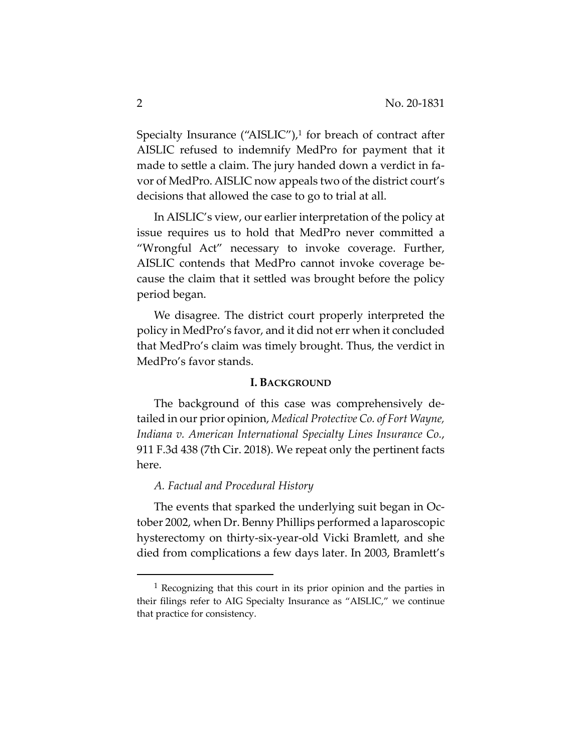Specialty Insurance ("AISLIC"),[1] for breach of contract after AISLIC refused to indemnify MedPro for payment that it made to settle a claim. The jury handed down a verdict in favor of MedPro. AISLIC now appeals two of the district court's decisions that allowed the case to go to trial at all.

In AISLIC's view, our earlier interpretation of the policy at issue requires us to hold that MedPro never committed a "Wrongful Act" necessary to invoke coverage. Further, AISLIC contends that MedPro cannot invoke coverage because the claim that it settled was brought before the policy period began.

We disagree. The district court properly interpreted the policy in MedPro's favor, and it did not err when it concluded that MedPro's claim was timely brought. Thus, the verdict in MedPro's favor stands.

## I. BACKGROUND

The background of this case was comprehensively detailed in our prior opinion, *Medical Protective Co. of Fort Wayne, Indiana v. American International Specialty Lines Insurance Co.*, 911 F.3d 438 (7th Cir. 2018). We repeat only the pertinent facts here.

### *A. Factual and Procedural History*

The events that sparked the underlying suit began in October 2002, when Dr. Benny Phillips performed a laparoscopic hysterectomy on thirty-six-year-old Vicki Bramlett, and she died from complications a few days later. In 2003, Bramlett's

[1] Recognizing that this court in its prior opinion and the parties in their filings refer to AIG Specialty Insurance as "AISLIC," we continue that practice for consistency.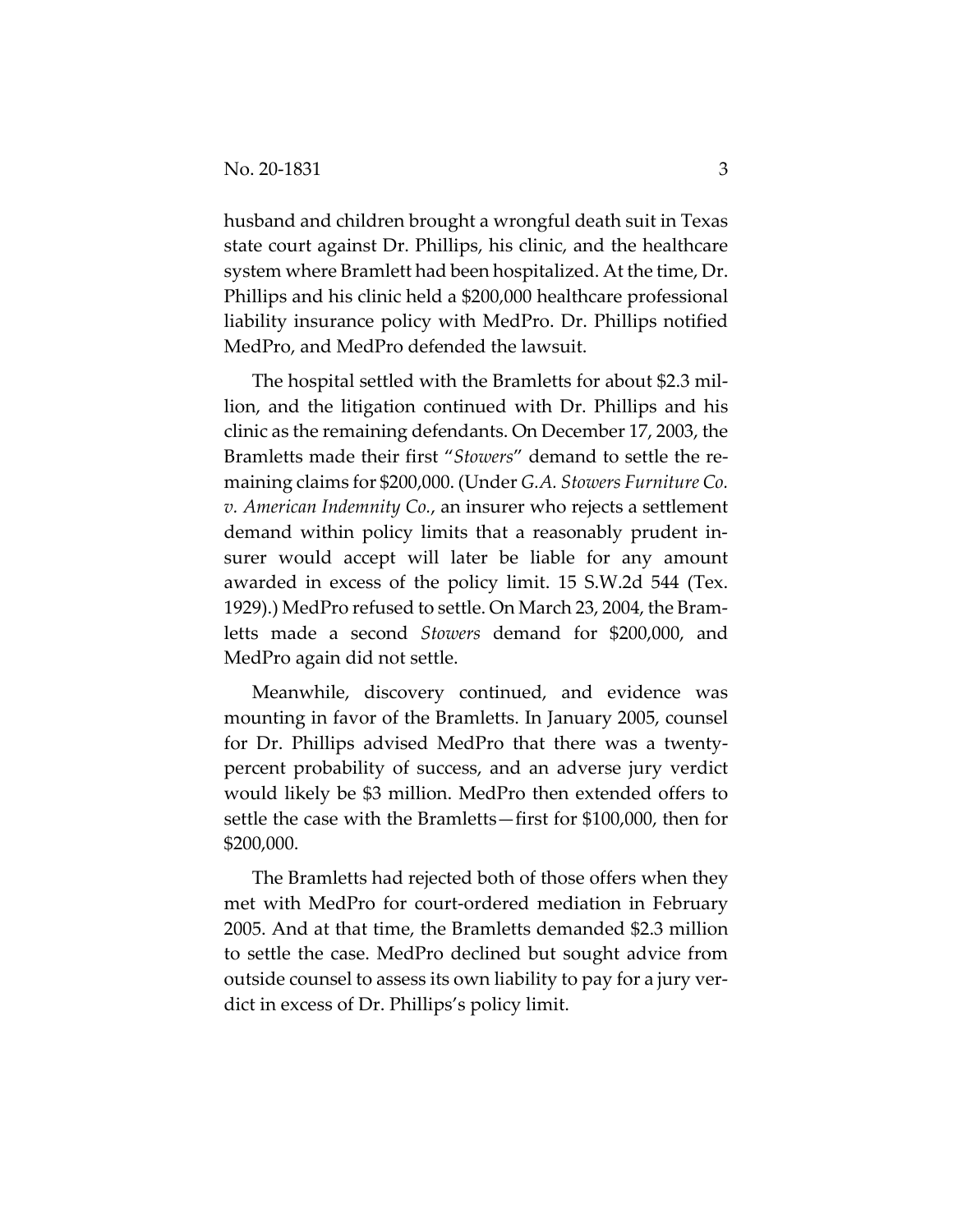husband and children brought a wrongful death suit in Texas state court against Dr. Phillips, his clinic, and the healthcare system where Bramlett had been hospitalized. At the time, Dr. Phillips and his clinic held a $200,000 healthcare professional liability insurance policy with MedPro. Dr. Phillips notified MedPro, and MedPro defended the lawsuit.

The hospital settled with the Bramletts for about $2.3 million, and the litigation continued with Dr. Phillips and his clinic as the remaining defendants. On December 17, 2003, the Bramletts made their first "*Stowers*" demand to settle the remaining claims for $200,000. (Under *G.A. Stowers Furniture Co. v. American Indemnity Co.*, an insurer who rejects a settlement demand within policy limits that a reasonably prudent insurer would accept will later be liable for any amount awarded in excess of the policy limit. 15 S.W.2d 544 (Tex. 1929).) MedPro refused to settle. On March 23, 2004, the Bramletts made a second *Stowers* demand for $200,000, and MedPro again did not settle.

Meanwhile, discovery continued, and evidence was mounting in favor of the Bramletts. In January 2005, counsel for Dr. Phillips advised MedPro that there was a twenty-percent probability of success, and an adverse jury verdict would likely be $3 million. MedPro then extended offers to settle the case with the Bramletts—first for $100,000, then for $200,000.

The Bramletts had rejected both of those offers when they met with MedPro for court-ordered mediation in February 2005. And at that time, the Bramletts demanded $2.3 million to settle the case. MedPro declined but sought advice from outside counsel to assess its own liability to pay for a jury verdict in excess of Dr. Phillips's policy limit.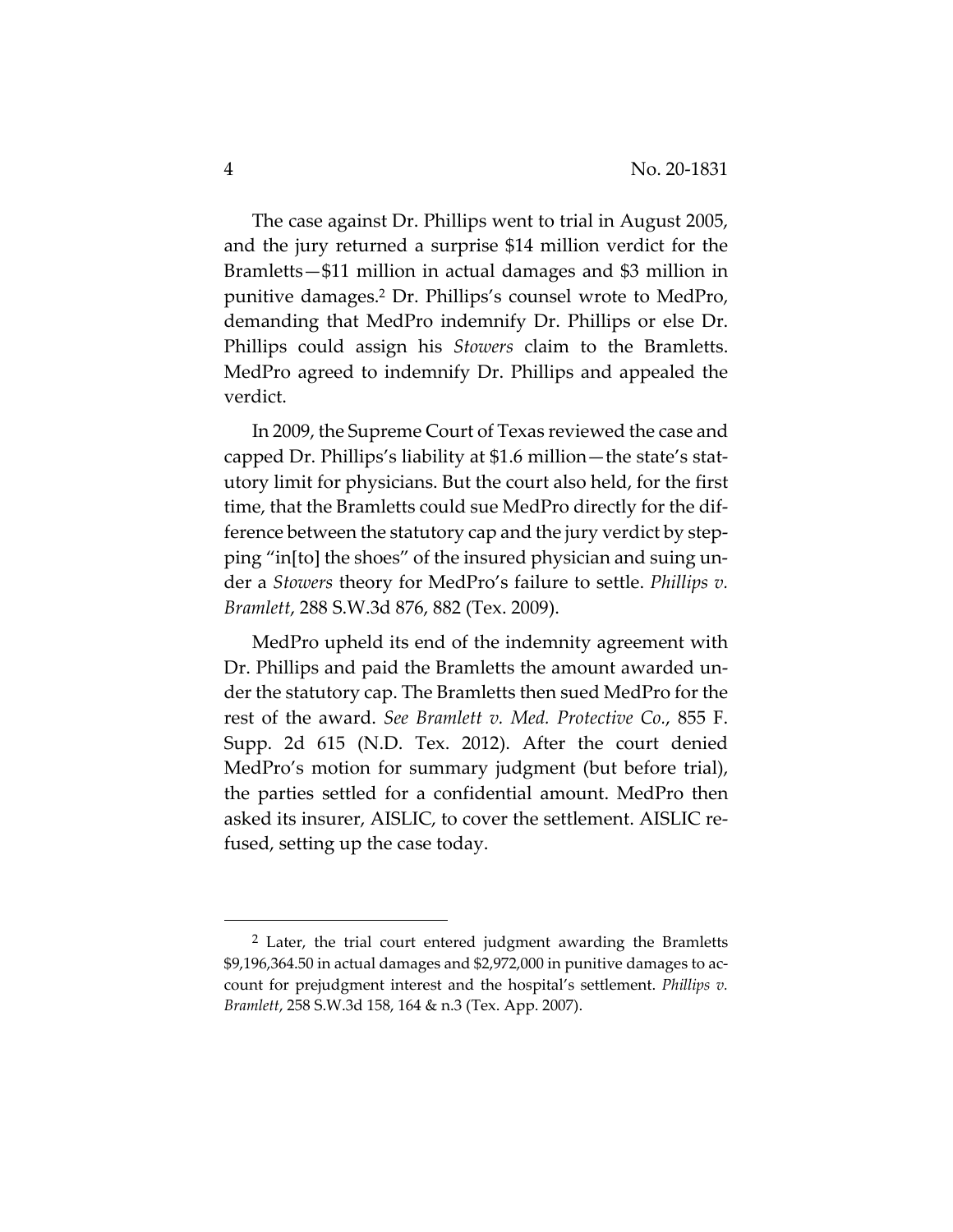The case against Dr. Phillips went to trial in August 2005, and the jury returned a surprise $14 million verdict for the Bramletts—$11 million in actual damages and $3 million in punitive damages.[2] Dr. Phillips's counsel wrote to MedPro, demanding that MedPro indemnify Dr. Phillips or else Dr. Phillips could assign his *Stowers* claim to the Bramletts. MedPro agreed to indemnify Dr. Phillips and appealed the verdict.

In 2009, the Supreme Court of Texas reviewed the case and capped Dr. Phillips's liability at $1.6 million—the state's statutory limit for physicians. But the court also held, for the first time, that the Bramletts could sue MedPro directly for the difference between the statutory cap and the jury verdict by stepping "in[to] the shoes" of the insured physician and suing under a *Stowers* theory for MedPro's failure to settle. *Phillips v. Bramlett*, 288 S.W.3d 876, 882 (Tex. 2009).

MedPro upheld its end of the indemnity agreement with Dr. Phillips and paid the Bramletts the amount awarded under the statutory cap. The Bramletts then sued MedPro for the rest of the award. *See Bramlett v. Med. Protective Co.*, 855 F. Supp. 2d 615 (N.D. Tex. 2012). After the court denied MedPro's motion for summary judgment (but before trial), the parties settled for a confidential amount. MedPro then asked its insurer, AISLIC, to cover the settlement. AISLIC refused, setting up the case today.

---

[2] Later, the trial court entered judgment awarding the Bramletts $9,196,364.50 in actual damages and $2,972,000 in punitive damages to account for prejudgment interest and the hospital's settlement. *Phillips v. Bramlett*, 258 S.W.3d 158, 164 & n.3 (Tex. App. 2007).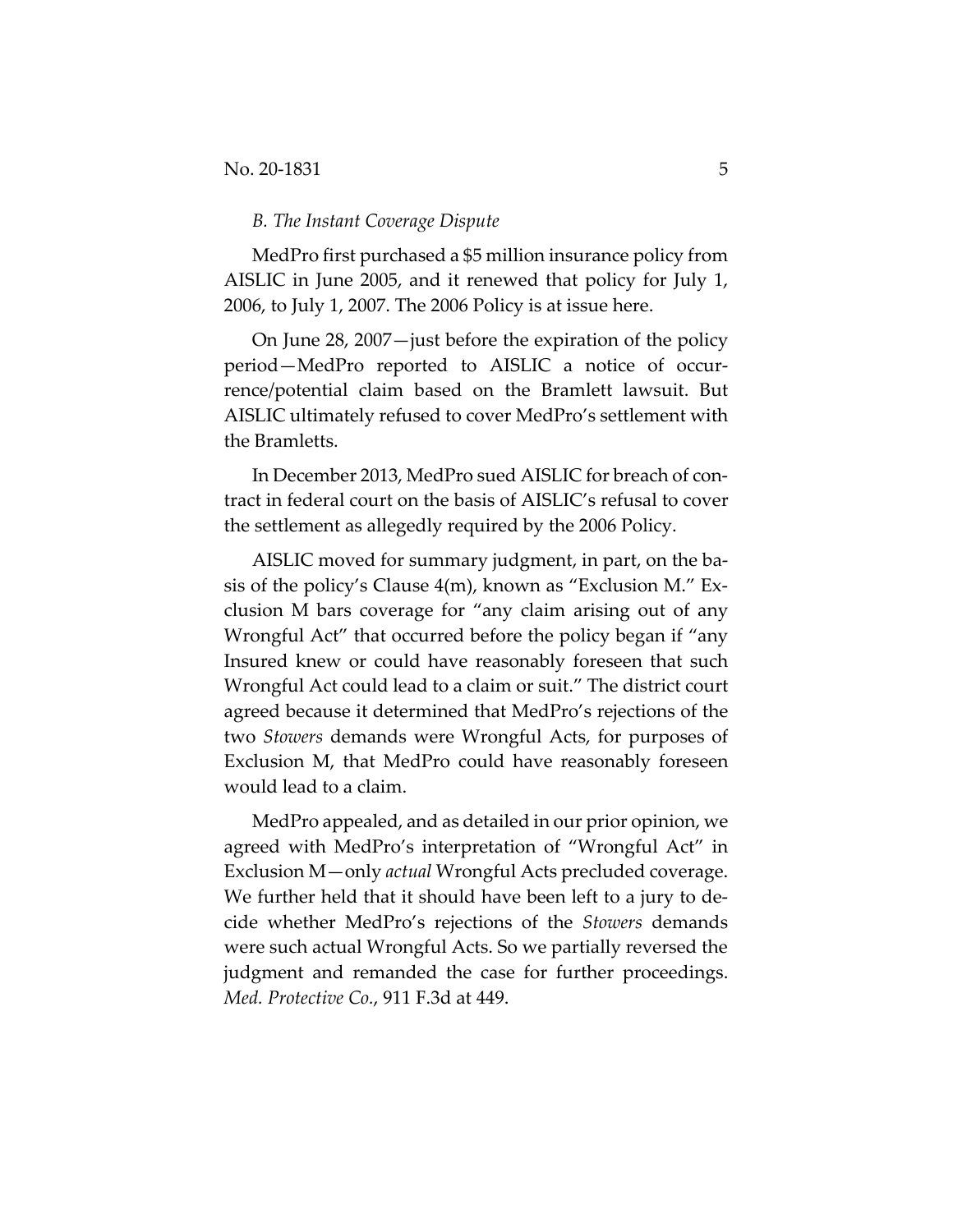*B. The Instant Coverage Dispute*

MedPro first purchased a $5 million insurance policy from AISLIC in June 2005, and it renewed that policy for July 1, 2006, to July 1, 2007. The 2006 Policy is at issue here.

On June 28, 2007—just before the expiration of the policy period—MedPro reported to AISLIC a notice of occurrence/potential claim based on the Bramlett lawsuit. But AISLIC ultimately refused to cover MedPro's settlement with the Bramletts.

In December 2013, MedPro sued AISLIC for breach of contract in federal court on the basis of AISLIC's refusal to cover the settlement as allegedly required by the 2006 Policy.

AISLIC moved for summary judgment, in part, on the basis of the policy's Clause 4(m), known as "Exclusion M." Exclusion M bars coverage for "any claim arising out of any Wrongful Act" that occurred before the policy began if "any Insured knew or could have reasonably foreseen that such Wrongful Act could lead to a claim or suit." The district court agreed because it determined that MedPro's rejections of the two *Stowers* demands were Wrongful Acts, for purposes of Exclusion M, that MedPro could have reasonably foreseen would lead to a claim.

MedPro appealed, and as detailed in our prior opinion, we agreed with MedPro's interpretation of "Wrongful Act" in Exclusion M—only *actual* Wrongful Acts precluded coverage. We further held that it should have been left to a jury to decide whether MedPro's rejections of the *Stowers* demands were such actual Wrongful Acts. So we partially reversed the judgment and remanded the case for further proceedings. *Med. Protective Co.*, 911 F.3d at 449.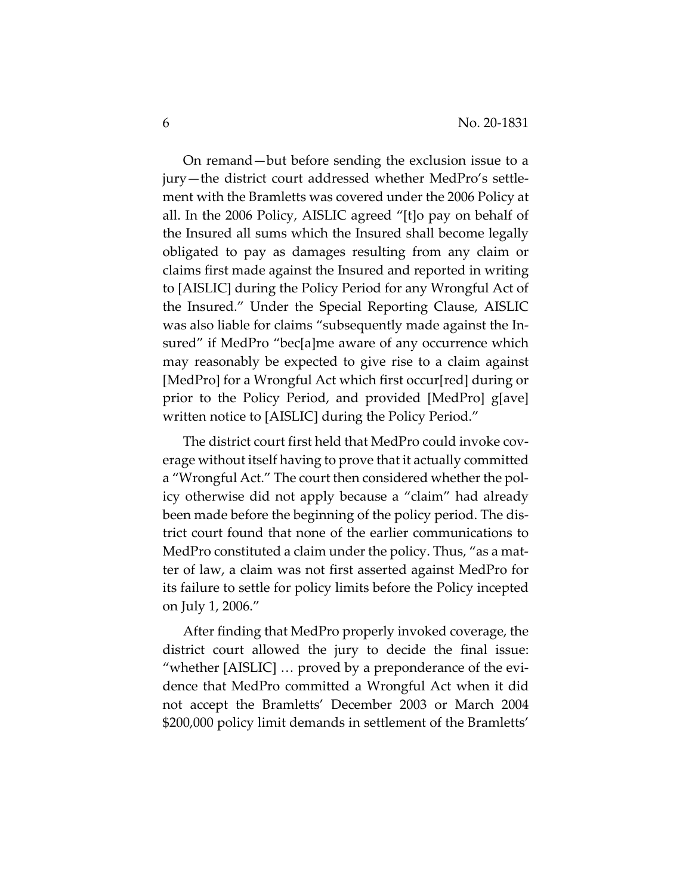On remand—but before sending the exclusion issue to a jury—the district court addressed whether MedPro's settlement with the Bramletts was covered under the 2006 Policy at all. In the 2006 Policy, AISLIC agreed "[t]o pay on behalf of the Insured all sums which the Insured shall become legally obligated to pay as damages resulting from any claim or claims first made against the Insured and reported in writing to [AISLIC] during the Policy Period for any Wrongful Act of the Insured." Under the Special Reporting Clause, AISLIC was also liable for claims "subsequently made against the Insured" if MedPro "bec[a]me aware of any occurrence which may reasonably be expected to give rise to a claim against [MedPro] for a Wrongful Act which first occur[red] during or prior to the Policy Period, and provided [MedPro] g[ave] written notice to [AISLIC] during the Policy Period."

The district court first held that MedPro could invoke coverage without itself having to prove that it actually committed a "Wrongful Act." The court then considered whether the policy otherwise did not apply because a "claim" had already been made before the beginning of the policy period. The district court found that none of the earlier communications to MedPro constituted a claim under the policy. Thus, "as a matter of law, a claim was not first asserted against MedPro for its failure to settle for policy limits before the Policy incepted on July 1, 2006."

After finding that MedPro properly invoked coverage, the district court allowed the jury to decide the final issue: "whether [AISLIC] … proved by a preponderance of the evidence that MedPro committed a Wrongful Act when it did not accept the Bramletts' December 2003 or March 2004 $200,000 policy limit demands in settlement of the Bramletts'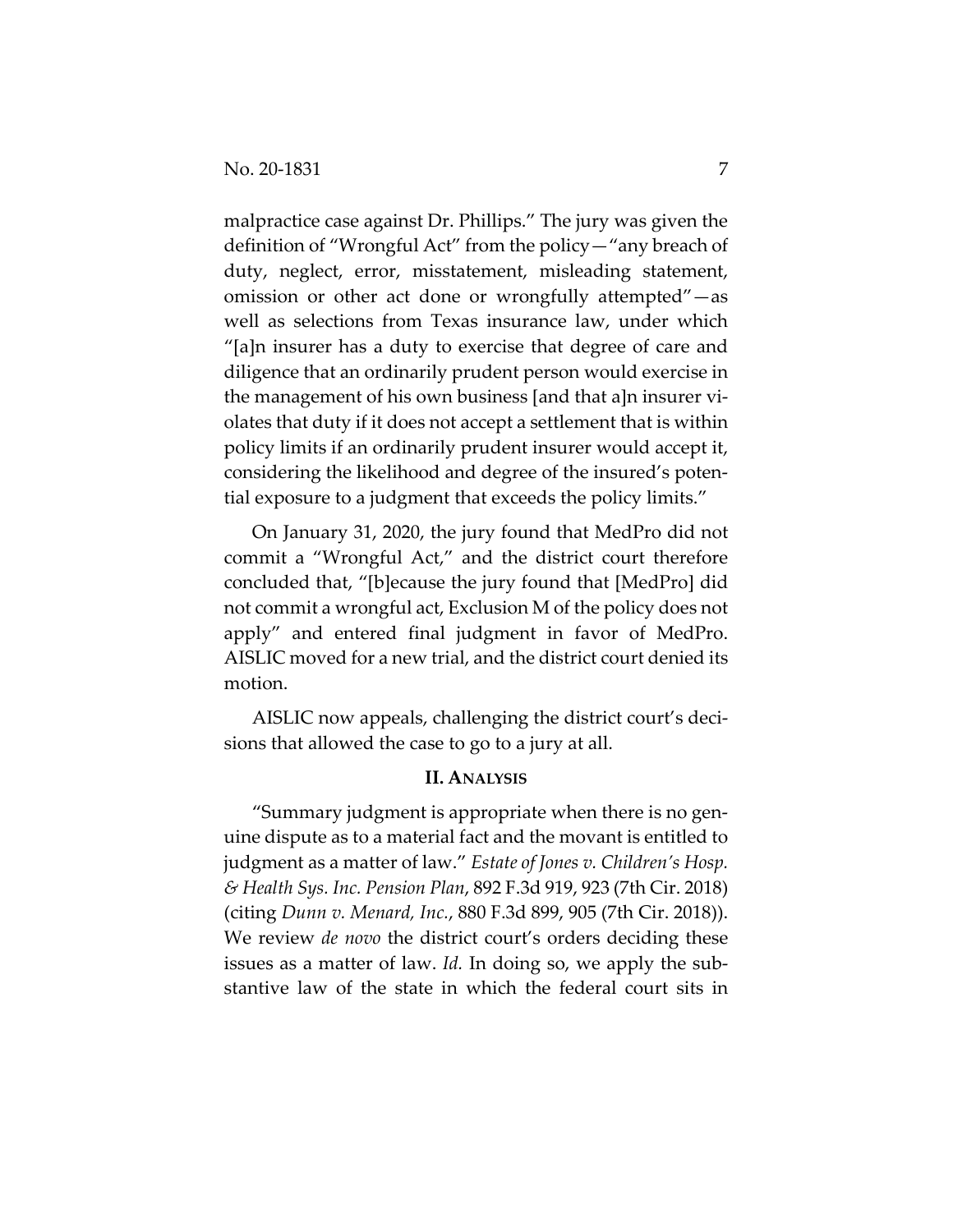malpractice case against Dr. Phillips." The jury was given the definition of "Wrongful Act" from the policy—"any breach of duty, neglect, error, misstatement, misleading statement, omission or other act done or wrongfully attempted"—as well as selections from Texas insurance law, under which "[a]n insurer has a duty to exercise that degree of care and diligence that an ordinarily prudent person would exercise in the management of his own business [and that a]n insurer violates that duty if it does not accept a settlement that is within policy limits if an ordinarily prudent insurer would accept it, considering the likelihood and degree of the insured's potential exposure to a judgment that exceeds the policy limits."

On January 31, 2020, the jury found that MedPro did not commit a "Wrongful Act," and the district court therefore concluded that, "[b]ecause the jury found that [MedPro] did not commit a wrongful act, Exclusion M of the policy does not apply" and entered final judgment in favor of MedPro. AISLIC moved for a new trial, and the district court denied its motion.

AISLIC now appeals, challenging the district court's decisions that allowed the case to go to a jury at all.

## II. ANALYSIS

"Summary judgment is appropriate when there is no genuine dispute as to a material fact and the movant is entitled to judgment as a matter of law." *Estate of Jones v. Children's Hosp. & Health Sys. Inc. Pension Plan*, 892 F.3d 919, 923 (7th Cir. 2018) (citing *Dunn v. Menard, Inc.*, 880 F.3d 899, 905 (7th Cir. 2018)). We review *de novo* the district court's orders deciding these issues as a matter of law. *Id.* In doing so, we apply the substantive law of the state in which the federal court sits in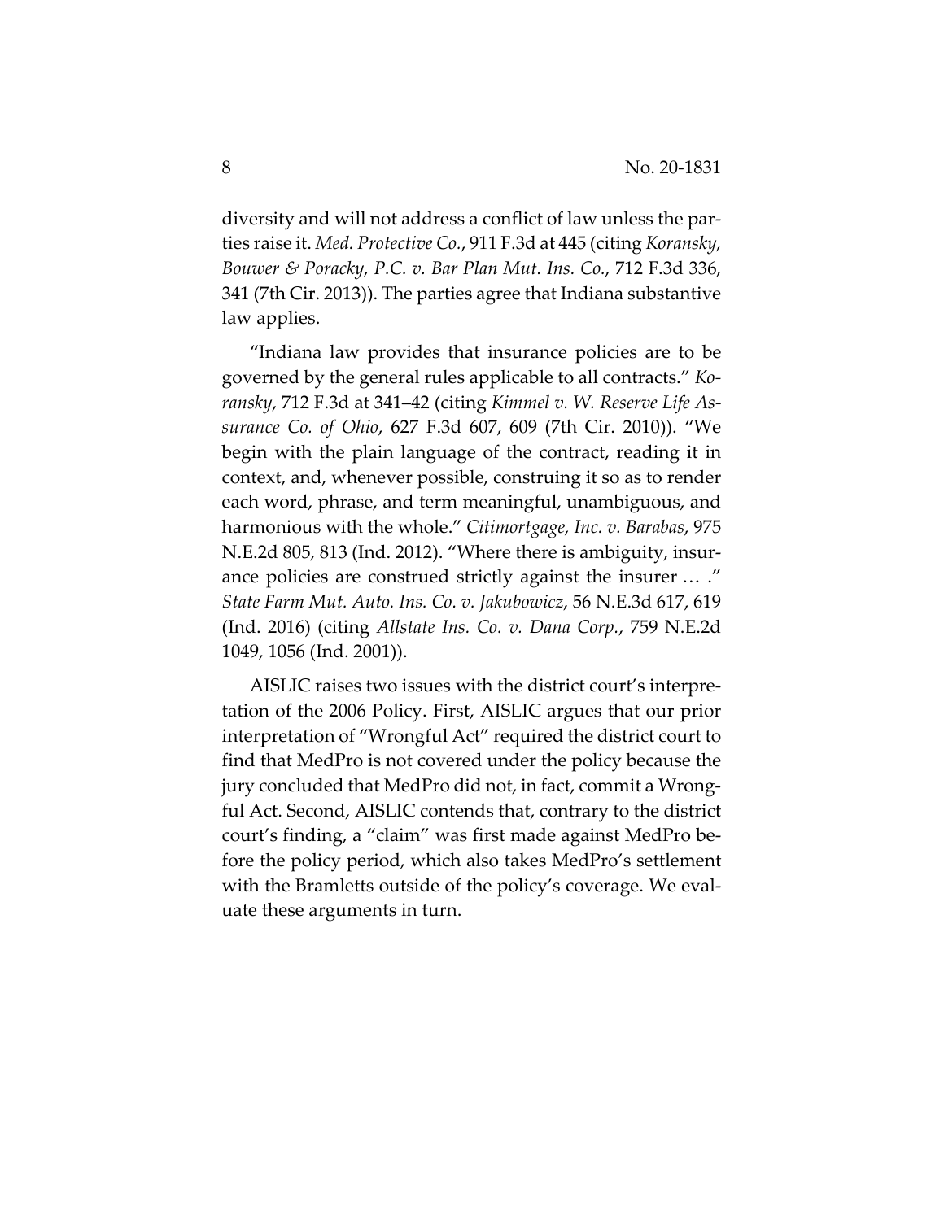diversity and will not address a conflict of law unless the parties raise it. *Med. Protective Co.*, 911 F.3d at 445 (citing *Koransky, Bouwer & Poracky, P.C. v. Bar Plan Mut. Ins. Co.*, 712 F.3d 336, 341 (7th Cir. 2013)). The parties agree that Indiana substantive law applies.

"Indiana law provides that insurance policies are to be governed by the general rules applicable to all contracts." *Koransky*, 712 F.3d at 341–42 (citing *Kimmel v. W. Reserve Life Assurance Co. of Ohio*, 627 F.3d 607, 609 (7th Cir. 2010)). "We begin with the plain language of the contract, reading it in context, and, whenever possible, construing it so as to render each word, phrase, and term meaningful, unambiguous, and harmonious with the whole." *Citimortgage, Inc. v. Barabas*, 975 N.E.2d 805, 813 (Ind. 2012). "Where there is ambiguity, insurance policies are construed strictly against the insurer … ." *State Farm Mut. Auto. Ins. Co. v. Jakubowicz*, 56 N.E.3d 617, 619 (Ind. 2016) (citing *Allstate Ins. Co. v. Dana Corp.*, 759 N.E.2d 1049, 1056 (Ind. 2001)).

AISLIC raises two issues with the district court's interpretation of the 2006 Policy. First, AISLIC argues that our prior interpretation of "Wrongful Act" required the district court to find that MedPro is not covered under the policy because the jury concluded that MedPro did not, in fact, commit a Wrongful Act. Second, AISLIC contends that, contrary to the district court's finding, a "claim" was first made against MedPro before the policy period, which also takes MedPro's settlement with the Bramletts outside of the policy's coverage. We evaluate these arguments in turn.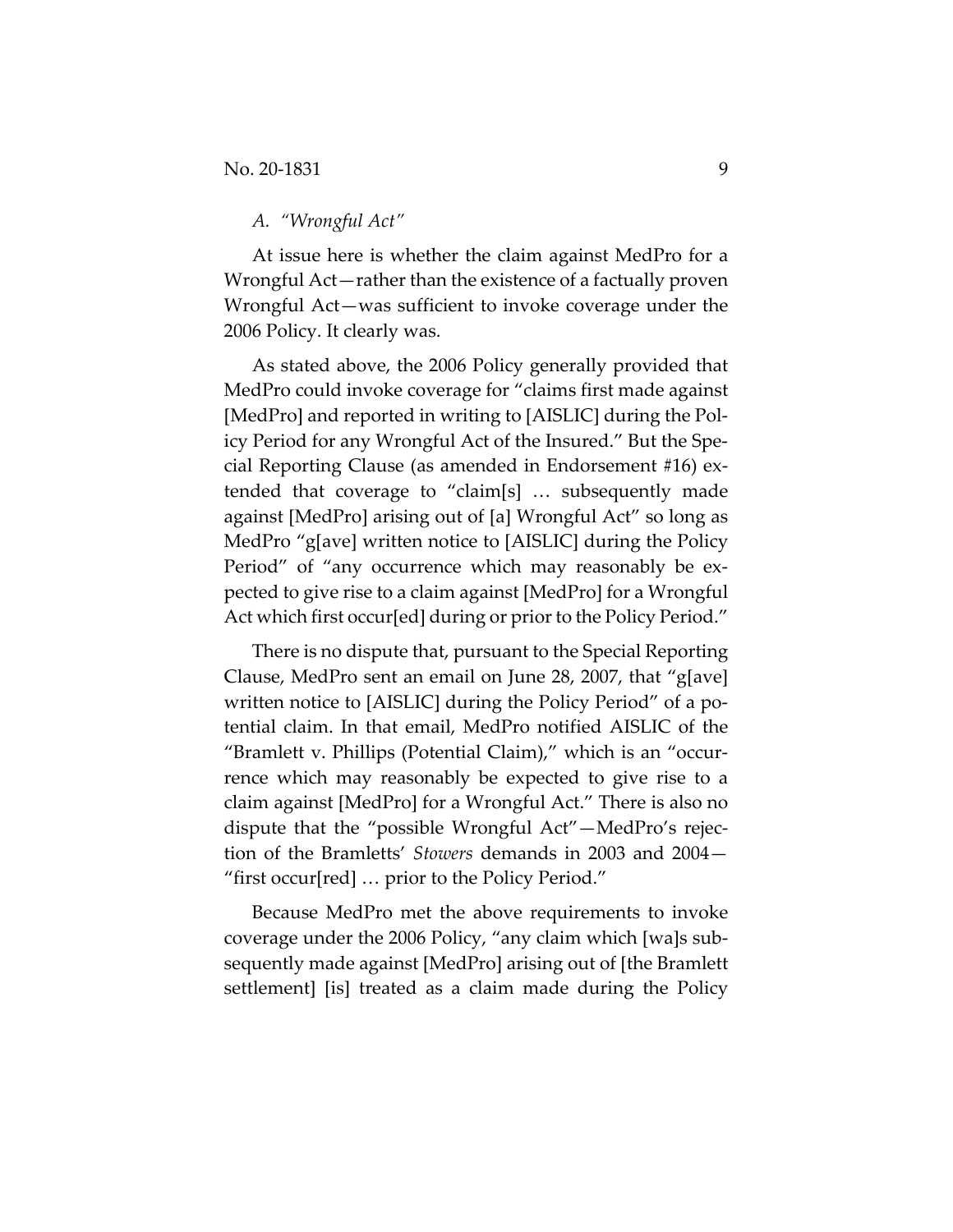*A. "Wrongful Act"*

At issue here is whether the claim against MedPro for a Wrongful Act—rather than the existence of a factually proven Wrongful Act—was sufficient to invoke coverage under the 2006 Policy. It clearly was.

As stated above, the 2006 Policy generally provided that MedPro could invoke coverage for "claims first made against [MedPro] and reported in writing to [AISLIC] during the Policy Period for any Wrongful Act of the Insured." But the Special Reporting Clause (as amended in Endorsement #16) extended that coverage to "claim[s] … subsequently made against [MedPro] arising out of [a] Wrongful Act" so long as MedPro "g[ave] written notice to [AISLIC] during the Policy Period" of "any occurrence which may reasonably be expected to give rise to a claim against [MedPro] for a Wrongful Act which first occur[ed] during or prior to the Policy Period."

There is no dispute that, pursuant to the Special Reporting Clause, MedPro sent an email on June 28, 2007, that "g[ave] written notice to [AISLIC] during the Policy Period" of a potential claim. In that email, MedPro notified AISLIC of the "Bramlett v. Phillips (Potential Claim)," which is an "occurrence which may reasonably be expected to give rise to a claim against [MedPro] for a Wrongful Act." There is also no dispute that the "possible Wrongful Act"—MedPro's rejection of the Bramletts' *Stowers* demands in 2003 and 2004—"first occur[red] … prior to the Policy Period."

Because MedPro met the above requirements to invoke coverage under the 2006 Policy, "any claim which [wa]s subsequently made against [MedPro] arising out of [the Bramlett settlement] [is] treated as a claim made during the Policy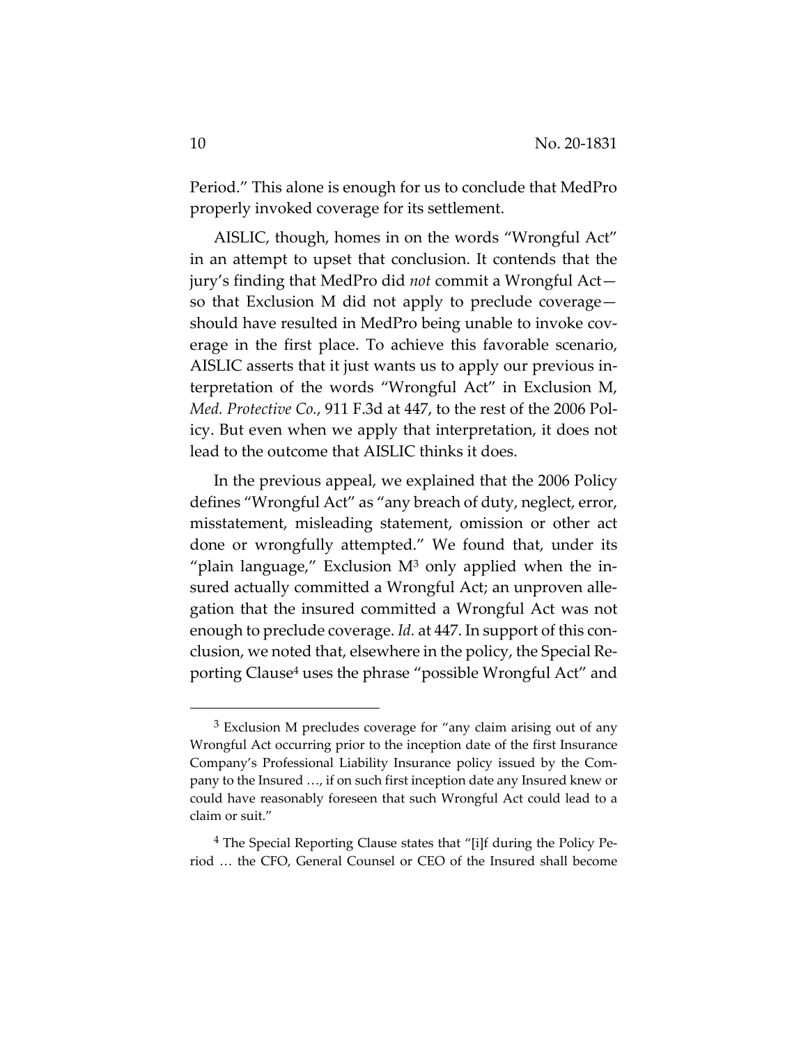Period." This alone is enough for us to conclude that MedPro properly invoked coverage for its settlement.

AISLIC, though, homes in on the words "Wrongful Act" in an attempt to upset that conclusion. It contends that the jury's finding that MedPro did *not* commit a Wrongful Act—so that Exclusion M did not apply to preclude coverage—should have resulted in MedPro being unable to invoke coverage in the first place. To achieve this favorable scenario, AISLIC asserts that it just wants us to apply our previous interpretation of the words "Wrongful Act" in Exclusion M, *Med. Protective Co.*, 911 F.3d at 447, to the rest of the 2006 Policy. But even when we apply that interpretation, it does not lead to the outcome that AISLIC thinks it does.

In the previous appeal, we explained that the 2006 Policy defines "Wrongful Act" as "any breach of duty, neglect, error, misstatement, misleading statement, omission or other act done or wrongfully attempted." We found that, under its "plain language," Exclusion M[3] only applied when the insured actually committed a Wrongful Act; an unproven allegation that the insured committed a Wrongful Act was not enough to preclude coverage. *Id.* at 447. In support of this conclusion, we noted that, elsewhere in the policy, the Special Reporting Clause[4] uses the phrase "possible Wrongful Act" and

---

[3] Exclusion M precludes coverage for "any claim arising out of any Wrongful Act occurring prior to the inception date of the first Insurance Company's Professional Liability Insurance policy issued by the Company to the Insured …, if on such first inception date any Insured knew or could have reasonably foreseen that such Wrongful Act could lead to a claim or suit."

[4] The Special Reporting Clause states that "[i]f during the Policy Period … the CFO, General Counsel or CEO of the Insured shall become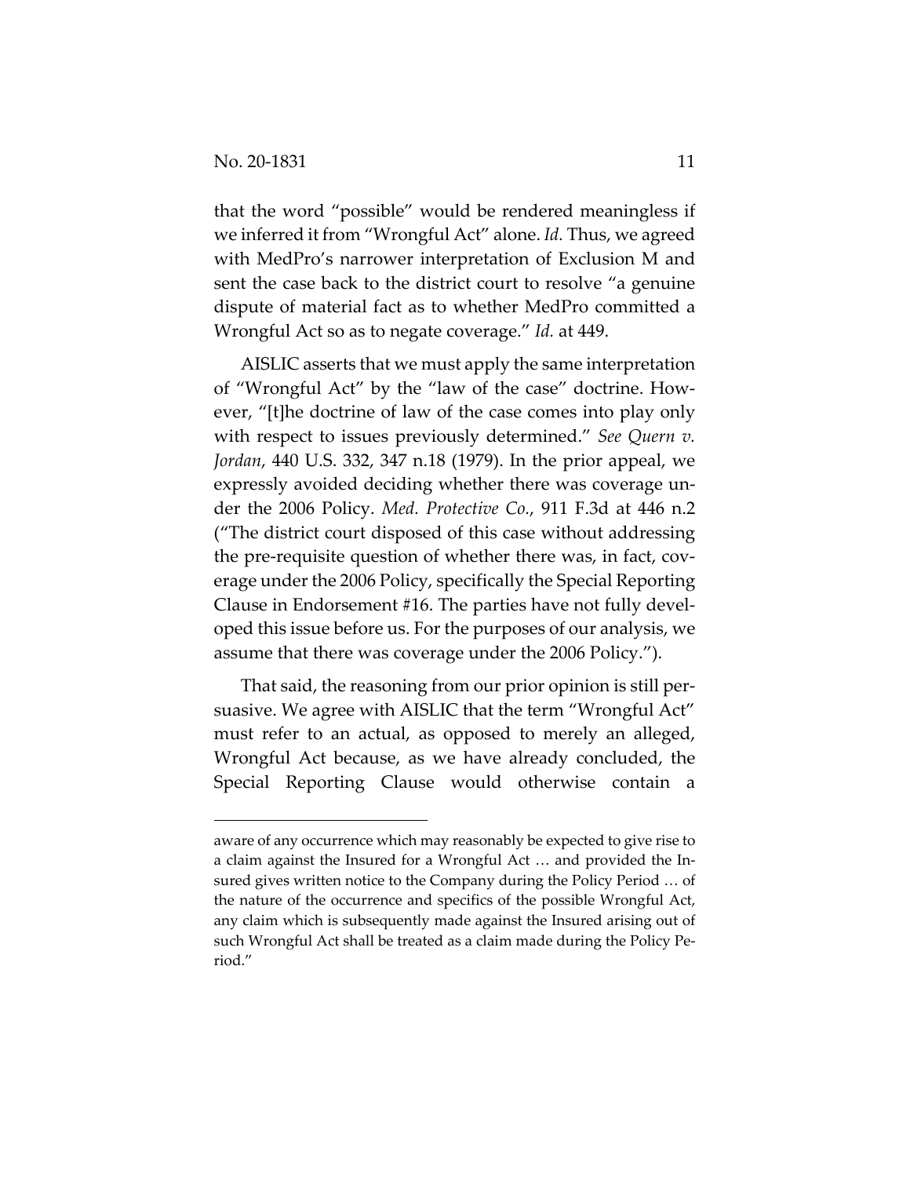that the word "possible" would be rendered meaningless if we inferred it from "Wrongful Act" alone. *Id.* Thus, we agreed with MedPro's narrower interpretation of Exclusion M and sent the case back to the district court to resolve "a genuine dispute of material fact as to whether MedPro committed a Wrongful Act so as to negate coverage." *Id.* at 449.

AISLIC asserts that we must apply the same interpretation of "Wrongful Act" by the "law of the case" doctrine. However, "[t]he doctrine of law of the case comes into play only with respect to issues previously determined." *See Quern v. Jordan*, 440 U.S. 332, 347 n.18 (1979). In the prior appeal, we expressly avoided deciding whether there was coverage under the 2006 Policy. *Med. Protective Co.*, 911 F.3d at 446 n.2 ("The district court disposed of this case without addressing the pre-requisite question of whether there was, in fact, coverage under the 2006 Policy, specifically the Special Reporting Clause in Endorsement #16. The parties have not fully developed this issue before us. For the purposes of our analysis, we assume that there was coverage under the 2006 Policy.").

That said, the reasoning from our prior opinion is still persuasive. We agree with AISLIC that the term "Wrongful Act" must refer to an actual, as opposed to merely an alleged, Wrongful Act because, as we have already concluded, the Special Reporting Clause would otherwise contain a

---

aware of any occurrence which may reasonably be expected to give rise to a claim against the Insured for a Wrongful Act … and provided the Insured gives written notice to the Company during the Policy Period … of the nature of the occurrence and specifics of the possible Wrongful Act, any claim which is subsequently made against the Insured arising out of such Wrongful Act shall be treated as a claim made during the Policy Period."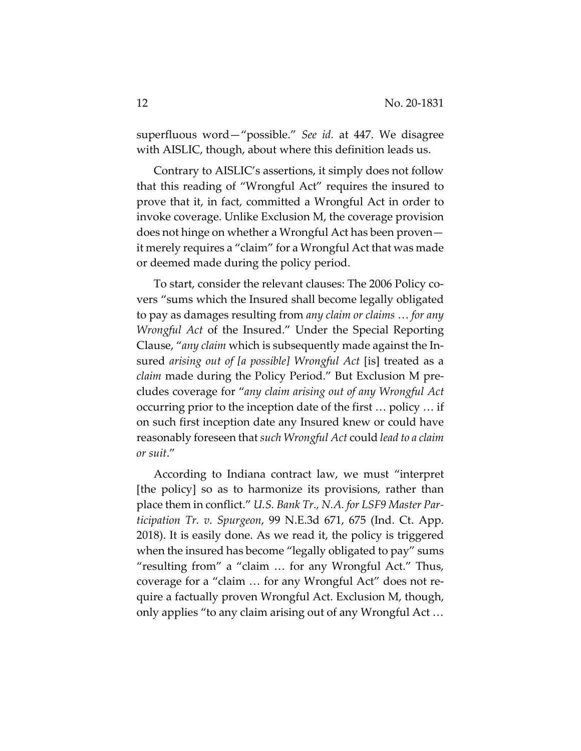superfluous word—"possible." *See id.* at 447. We disagree with AISLIC, though, about where this definition leads us.

Contrary to AISLIC's assertions, it simply does not follow that this reading of "Wrongful Act" requires the insured to prove that it, in fact, committed a Wrongful Act in order to invoke coverage. Unlike Exclusion M, the coverage provision does not hinge on whether a Wrongful Act has been proven—it merely requires a "claim" for a Wrongful Act that was made or deemed made during the policy period.

To start, consider the relevant clauses: The 2006 Policy covers "sums which the Insured shall become legally obligated to pay as damages resulting from *any claim or claims* … *for any Wrongful Act* of the Insured." Under the Special Reporting Clause, "*any claim* which is subsequently made against the Insured *arising out of [a possible] Wrongful Act* [is] treated as a *claim* made during the Policy Period." But Exclusion M precludes coverage for "*any claim arising out of any Wrongful Act* occurring prior to the inception date of the first … policy … if on such first inception date any Insured knew or could have reasonably foreseen that *such Wrongful Act* could *lead to a claim or suit*."

According to Indiana contract law, we must "interpret [the policy] so as to harmonize its provisions, rather than place them in conflict." *U.S. Bank Tr., N.A. for LSF9 Master Participation Tr. v. Spurgeon*, 99 N.E.3d 671, 675 (Ind. Ct. App. 2018). It is easily done. As we read it, the policy is triggered when the insured has become "legally obligated to pay" sums "resulting from" a "claim … for any Wrongful Act." Thus, coverage for a "claim … for any Wrongful Act" does not require a factually proven Wrongful Act. Exclusion M, though, only applies "to any claim arising out of any Wrongful Act …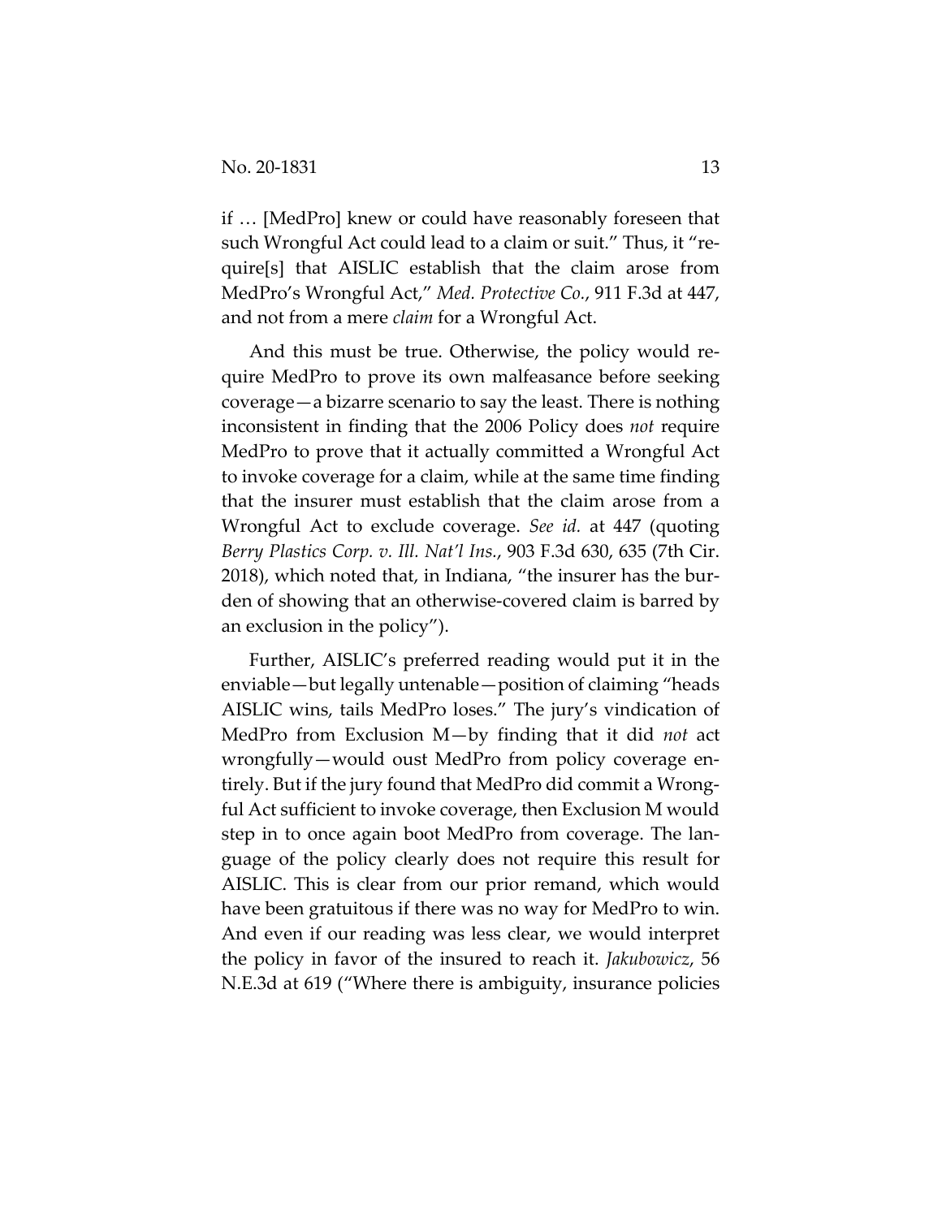if … [MedPro] knew or could have reasonably foreseen that such Wrongful Act could lead to a claim or suit." Thus, it "require[s] that AISLIC establish that the claim arose from MedPro's Wrongful Act," *Med. Protective Co.*, 911 F.3d at 447, and not from a mere *claim* for a Wrongful Act.

And this must be true. Otherwise, the policy would require MedPro to prove its own malfeasance before seeking coverage—a bizarre scenario to say the least. There is nothing inconsistent in finding that the 2006 Policy does *not* require MedPro to prove that it actually committed a Wrongful Act to invoke coverage for a claim, while at the same time finding that the insurer must establish that the claim arose from a Wrongful Act to exclude coverage. *See id.* at 447 (quoting *Berry Plastics Corp. v. Ill. Nat'l Ins.*, 903 F.3d 630, 635 (7th Cir. 2018), which noted that, in Indiana, "the insurer has the burden of showing that an otherwise-covered claim is barred by an exclusion in the policy").

Further, AISLIC's preferred reading would put it in the enviable—but legally untenable—position of claiming "heads AISLIC wins, tails MedPro loses." The jury's vindication of MedPro from Exclusion M—by finding that it did *not* act wrongfully—would oust MedPro from policy coverage entirely. But if the jury found that MedPro did commit a Wrongful Act sufficient to invoke coverage, then Exclusion M would step in to once again boot MedPro from coverage. The language of the policy clearly does not require this result for AISLIC. This is clear from our prior remand, which would have been gratuitous if there was no way for MedPro to win. And even if our reading was less clear, we would interpret the policy in favor of the insured to reach it. *Jakubowicz*, 56 N.E.3d at 619 ("Where there is ambiguity, insurance policies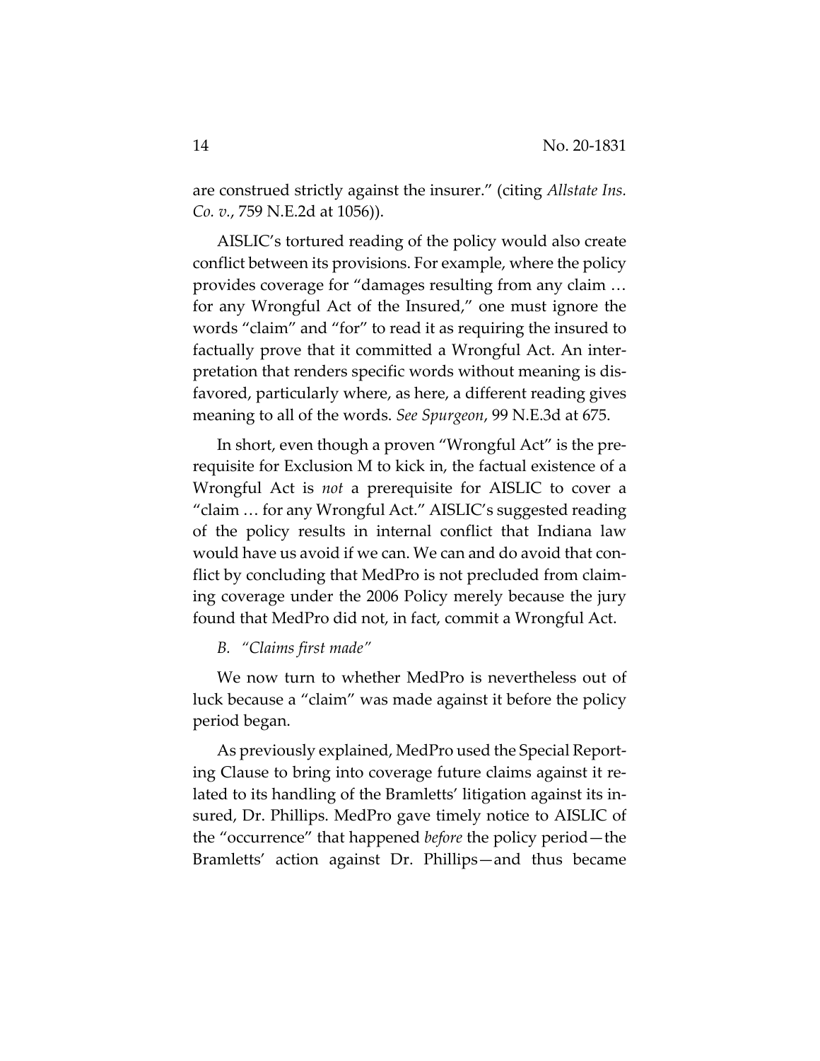are construed strictly against the insurer." (citing *Allstate Ins. Co. v.*, 759 N.E.2d at 1056)).

AISLIC's tortured reading of the policy would also create conflict between its provisions. For example, where the policy provides coverage for "damages resulting from any claim … for any Wrongful Act of the Insured," one must ignore the words "claim" and "for" to read it as requiring the insured to factually prove that it committed a Wrongful Act. An interpretation that renders specific words without meaning is disfavored, particularly where, as here, a different reading gives meaning to all of the words. *See Spurgeon*, 99 N.E.3d at 675.

In short, even though a proven "Wrongful Act" is the prerequisite for Exclusion M to kick in, the factual existence of a Wrongful Act is *not* a prerequisite for AISLIC to cover a "claim … for any Wrongful Act." AISLIC's suggested reading of the policy results in internal conflict that Indiana law would have us avoid if we can. We can and do avoid that conflict by concluding that MedPro is not precluded from claiming coverage under the 2006 Policy merely because the jury found that MedPro did not, in fact, commit a Wrongful Act.

*B. "Claims first made"*

We now turn to whether MedPro is nevertheless out of luck because a "claim" was made against it before the policy period began.

As previously explained, MedPro used the Special Reporting Clause to bring into coverage future claims against it related to its handling of the Bramletts' litigation against its insured, Dr. Phillips. MedPro gave timely notice to AISLIC of the "occurrence" that happened *before* the policy period—the Bramletts' action against Dr. Phillips—and thus became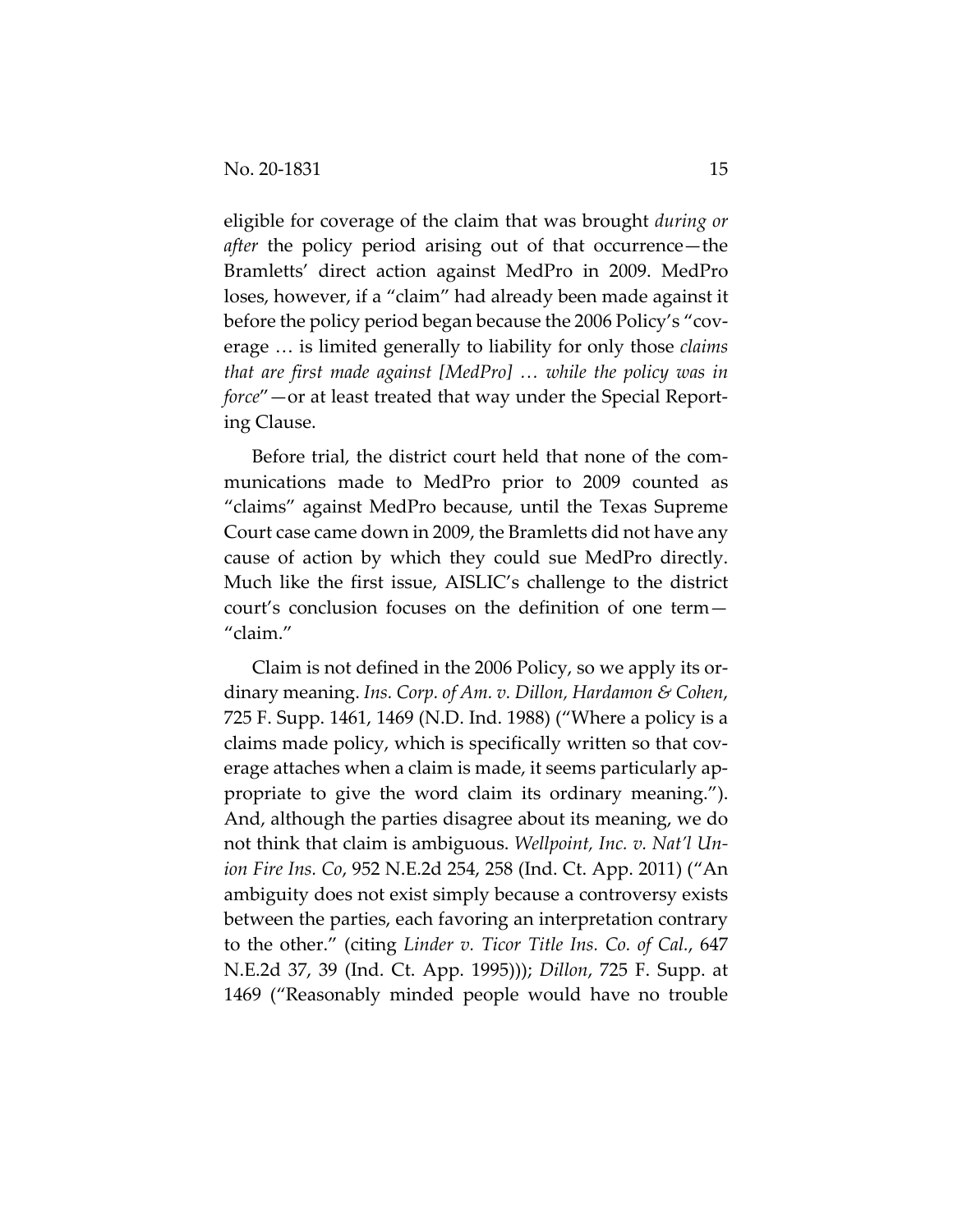eligible for coverage of the claim that was brought *during or after* the policy period arising out of that occurrence—the Bramletts' direct action against MedPro in 2009. MedPro loses, however, if a "claim" had already been made against it before the policy period began because the 2006 Policy's "coverage … is limited generally to liability for only those *claims that are first made against [MedPro] … while the policy was in force*"—or at least treated that way under the Special Reporting Clause.

Before trial, the district court held that none of the communications made to MedPro prior to 2009 counted as "claims" against MedPro because, until the Texas Supreme Court case came down in 2009, the Bramletts did not have any cause of action by which they could sue MedPro directly. Much like the first issue, AISLIC's challenge to the district court's conclusion focuses on the definition of one term—"claim."

Claim is not defined in the 2006 Policy, so we apply its ordinary meaning. *Ins. Corp. of Am. v. Dillon, Hardamon & Cohen*, 725 F. Supp. 1461, 1469 (N.D. Ind. 1988) ("Where a policy is a claims made policy, which is specifically written so that coverage attaches when a claim is made, it seems particularly appropriate to give the word claim its ordinary meaning."). And, although the parties disagree about its meaning, we do not think that claim is ambiguous. *Wellpoint, Inc. v. Nat'l Union Fire Ins. Co*, 952 N.E.2d 254, 258 (Ind. Ct. App. 2011) ("An ambiguity does not exist simply because a controversy exists between the parties, each favoring an interpretation contrary to the other." (citing *Linder v. Ticor Title Ins. Co. of Cal.*, 647 N.E.2d 37, 39 (Ind. Ct. App. 1995))); *Dillon*, 725 F. Supp. at 1469 ("Reasonably minded people would have no trouble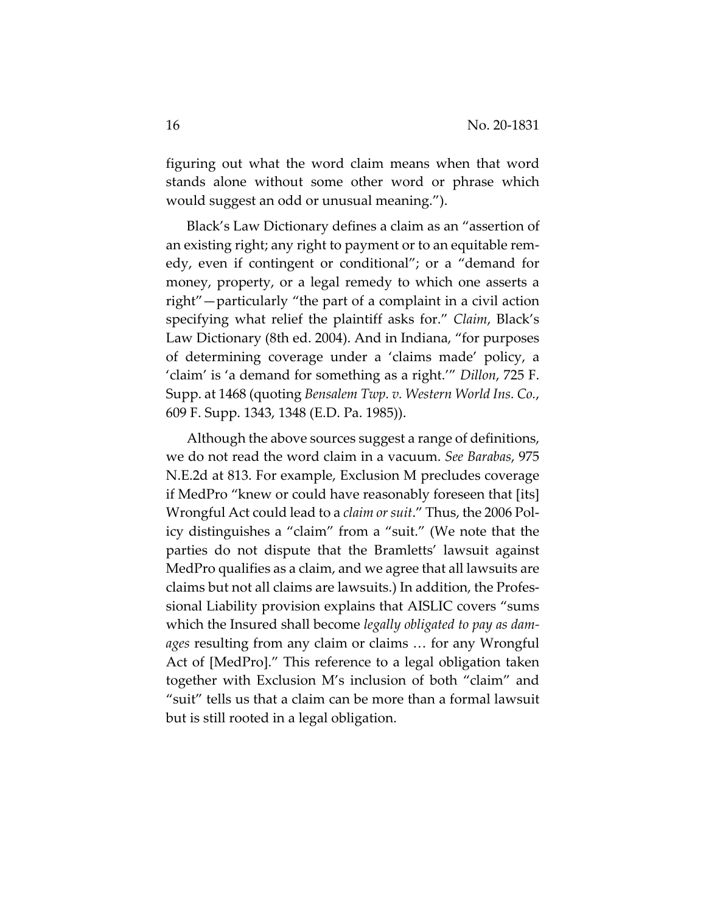figuring out what the word claim means when that word stands alone without some other word or phrase which would suggest an odd or unusual meaning.").

Black's Law Dictionary defines a claim as an "assertion of an existing right; any right to payment or to an equitable remedy, even if contingent or conditional"; or a "demand for money, property, or a legal remedy to which one asserts a right"—particularly "the part of a complaint in a civil action specifying what relief the plaintiff asks for." *Claim*, Black's Law Dictionary (8th ed. 2004). And in Indiana, "for purposes of determining coverage under a 'claims made' policy, a 'claim' is 'a demand for something as a right.'" *Dillon*, 725 F. Supp. at 1468 (quoting *Bensalem Twp. v. Western World Ins. Co.*, 609 F. Supp. 1343, 1348 (E.D. Pa. 1985)).

Although the above sources suggest a range of definitions, we do not read the word claim in a vacuum. *See Barabas*, 975 N.E.2d at 813. For example, Exclusion M precludes coverage if MedPro "knew or could have reasonably foreseen that [its] Wrongful Act could lead to a *claim or suit*." Thus, the 2006 Policy distinguishes a "claim" from a "suit." (We note that the parties do not dispute that the Bramletts' lawsuit against MedPro qualifies as a claim, and we agree that all lawsuits are claims but not all claims are lawsuits.) In addition, the Professional Liability provision explains that AISLIC covers "sums which the Insured shall become *legally obligated to pay as damages* resulting from any claim or claims … for any Wrongful Act of [MedPro]." This reference to a legal obligation taken together with Exclusion M's inclusion of both "claim" and "suit" tells us that a claim can be more than a formal lawsuit but is still rooted in a legal obligation.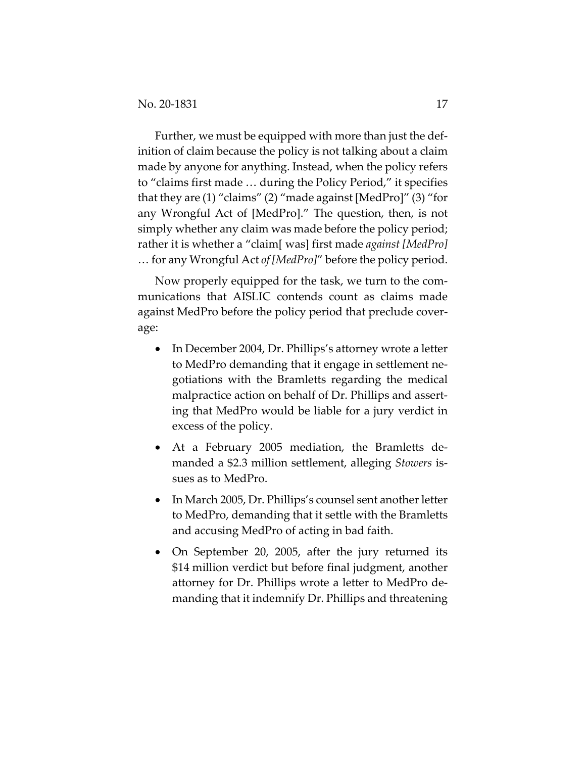Further, we must be equipped with more than just the definition of claim because the policy is not talking about a claim made by anyone for anything. Instead, when the policy refers to "claims first made … during the Policy Period," it specifies that they are (1) "claims" (2) "made against [MedPro]" (3) "for any Wrongful Act of [MedPro]." The question, then, is not simply whether any claim was made before the policy period; rather it is whether a "claim[ was] first made *against [MedPro]* … for any Wrongful Act *of [MedPro]*" before the policy period.

Now properly equipped for the task, we turn to the communications that AISLIC contends count as claims made against MedPro before the policy period that preclude coverage:

- In December 2004, Dr. Phillips's attorney wrote a letter to MedPro demanding that it engage in settlement negotiations with the Bramletts regarding the medical malpractice action on behalf of Dr. Phillips and asserting that MedPro would be liable for a jury verdict in excess of the policy.
- At a February 2005 mediation, the Bramletts demanded a $2.3 million settlement, alleging *Stowers* issues as to MedPro.
- In March 2005, Dr. Phillips's counsel sent another letter to MedPro, demanding that it settle with the Bramletts and accusing MedPro of acting in bad faith.
- On September 20, 2005, after the jury returned its $14 million verdict but before final judgment, another attorney for Dr. Phillips wrote a letter to MedPro demanding that it indemnify Dr. Phillips and threatening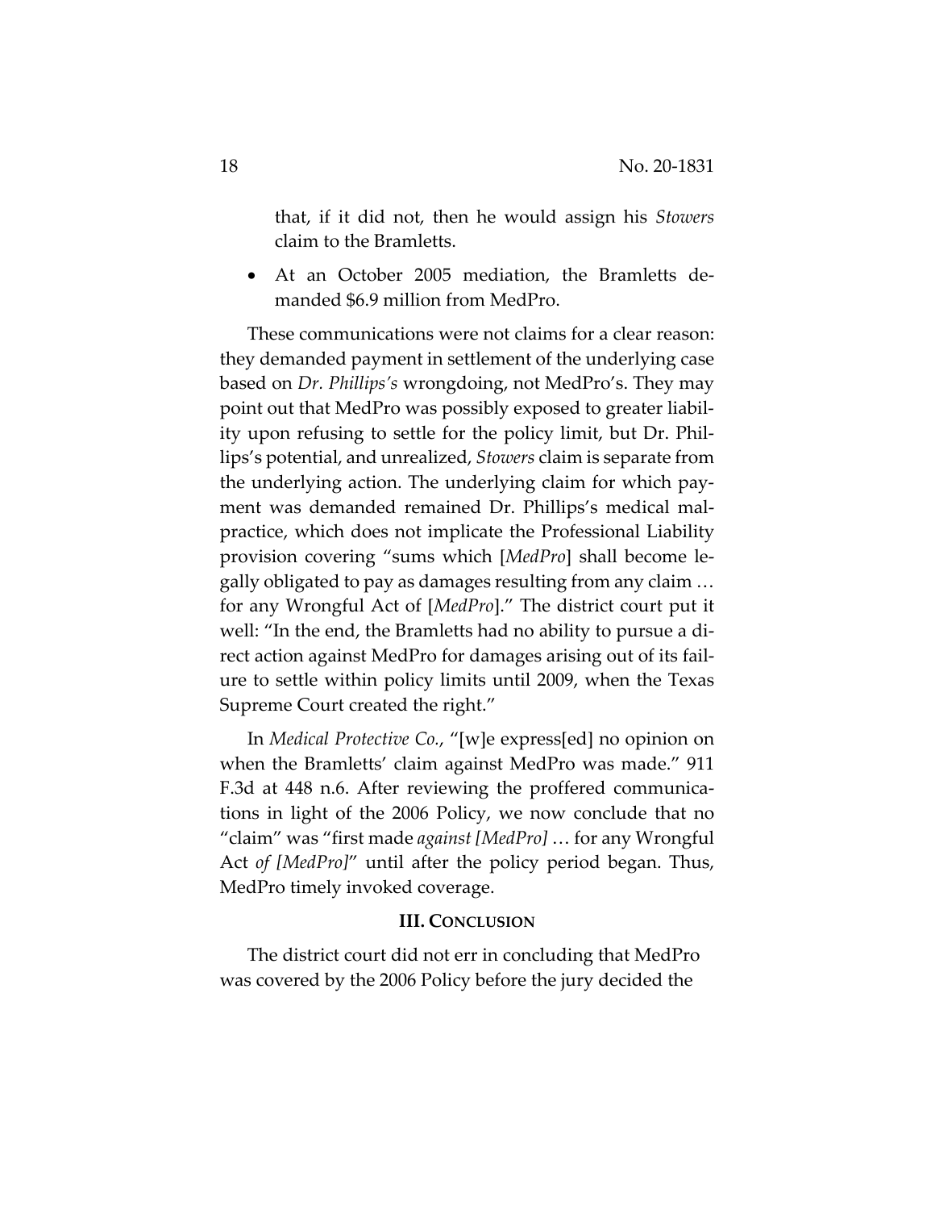that, if it did not, then he would assign his *Stowers* claim to the Bramletts.

- At an October 2005 mediation, the Bramletts demanded $6.9 million from MedPro.

These communications were not claims for a clear reason: they demanded payment in settlement of the underlying case based on *Dr. Phillips's* wrongdoing, not MedPro's. They may point out that MedPro was possibly exposed to greater liability upon refusing to settle for the policy limit, but Dr. Phillips's potential, and unrealized, *Stowers* claim is separate from the underlying action. The underlying claim for which payment was demanded remained Dr. Phillips's medical malpractice, which does not implicate the Professional Liability provision covering "sums which [*MedPro*] shall become legally obligated to pay as damages resulting from any claim … for any Wrongful Act of [*MedPro*]." The district court put it well: "In the end, the Bramletts had no ability to pursue a direct action against MedPro for damages arising out of its failure to settle within policy limits until 2009, when the Texas Supreme Court created the right."

In *Medical Protective Co.*, "[w]e express[ed] no opinion on when the Bramletts' claim against MedPro was made." 911 F.3d at 448 n.6. After reviewing the proffered communications in light of the 2006 Policy, we now conclude that no "claim" was "first made *against [MedPro]* … for any Wrongful Act *of [MedPro]*" until after the policy period began. Thus, MedPro timely invoked coverage.

## III. CONCLUSION

The district court did not err in concluding that MedPro was covered by the 2006 Policy before the jury decided the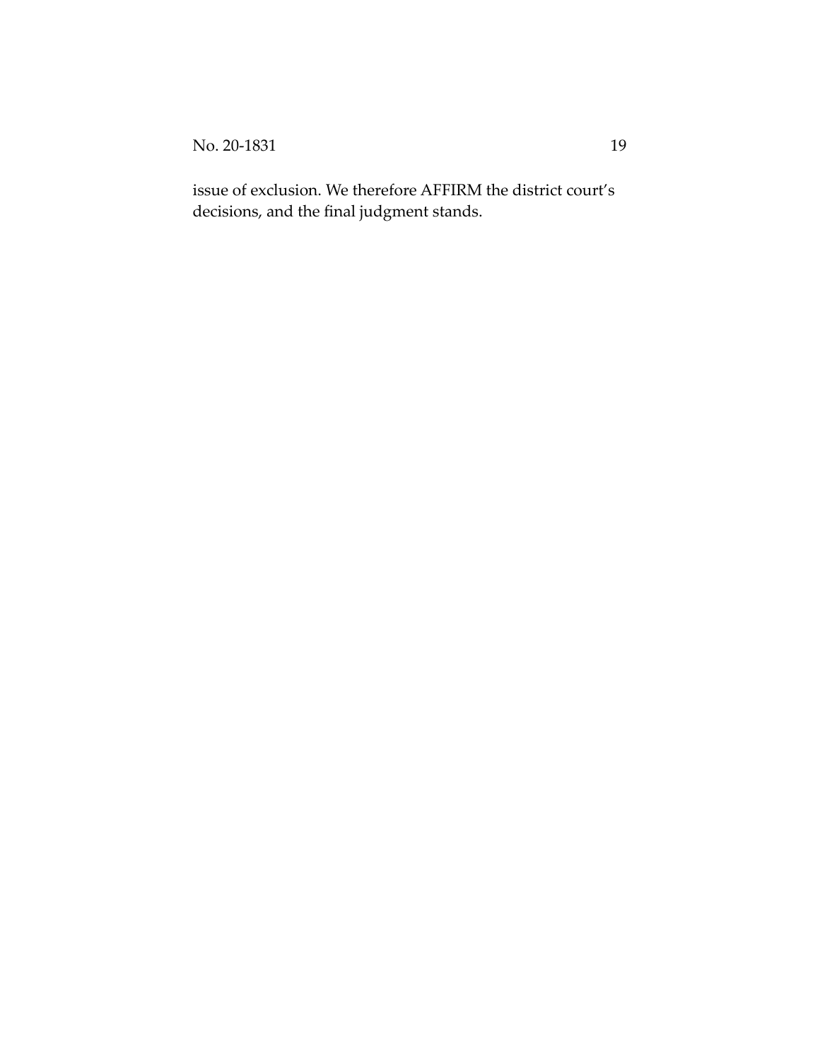issue of exclusion. We therefore AFFIRM the district court's decisions, and the final judgment stands.